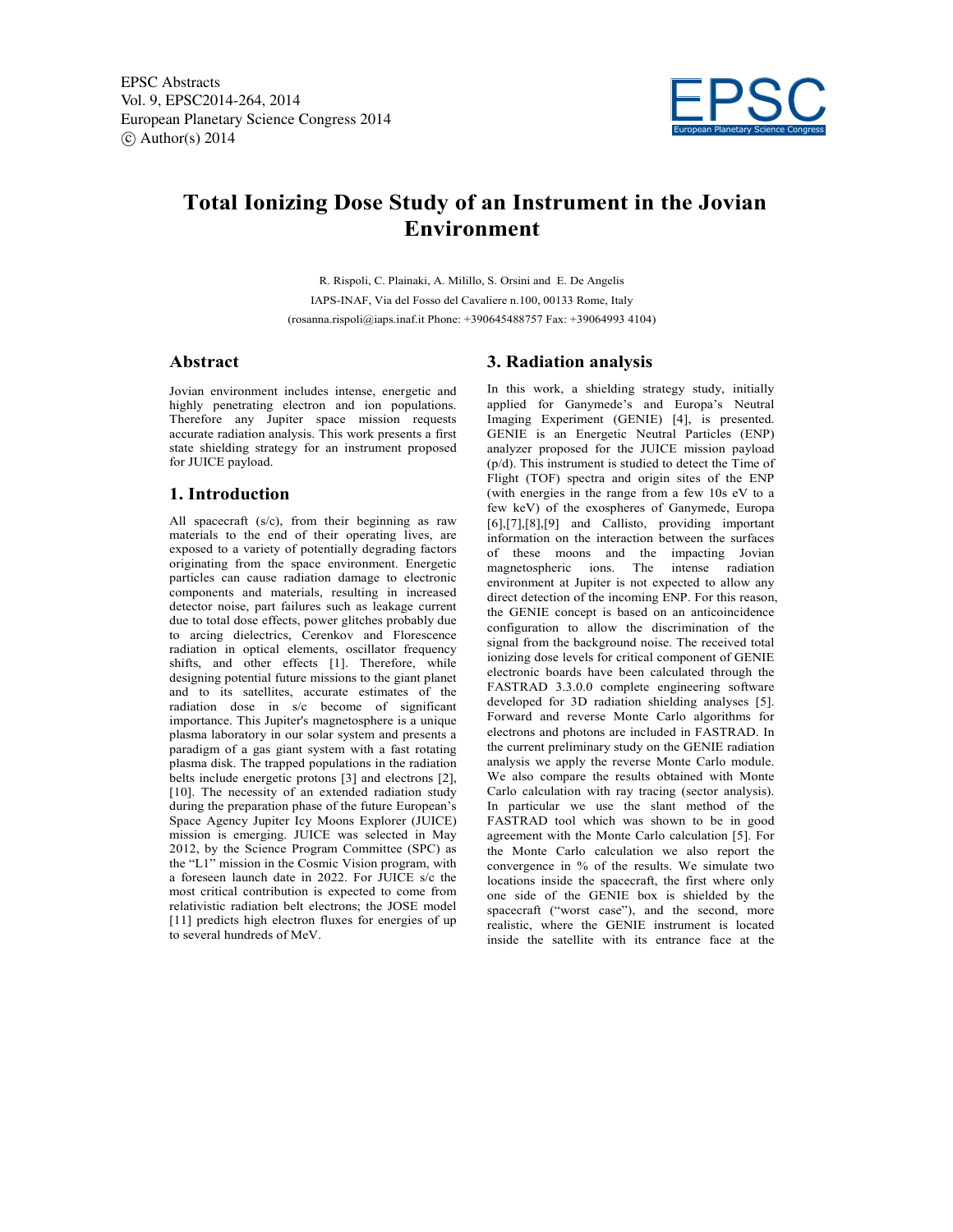# Total Ionizing Dose Study of an Instrument in the Jovian Environment

R. Rispoli, C. Plainaki, A. Milillo, S. Orsini and E. De Angelis

IAPS-INAF, Via del Fosso del Cavaliere n.100, 00133 Rome, Italy

(rosanna.rispoli@iaps.inaf.it Phone: +390645488757 Fax: +39064993 4104)

## Abstract

Jovian environment includes intense, energetic and highly penetrating electron and ion populations. Therefore any Jupiter space mission requests accurate radiation analysis. This work presents a first state shielding strategy for an instrument proposed for JUICE payload.

## 1. Introduction

All spacecraft (s/c), from their beginning as raw materials to the end of their operating lives, are exposed to a variety of potentially degrading factors originating from the space environment. Energetic particles can cause radiation damage to electronic components and materials, resulting in increased detector noise, part failures such as leakage current due to total dose effects, power glitches probably due to arcing dielectrics, Cerenkov and Florescence radiation in optical elements, oscillator frequency shifts, and other effects [1]. Therefore, while designing potential future missions to the giant planet and to its satellites, accurate estimates of the radiation dose in s/c become of significant importance. This Jupiter's magnetosphere is a unique plasma laboratory in our solar system and presents a paradigm of a gas giant system with a fast rotating plasma disk. The trapped populations in the radiation belts include energetic protons [3] and electrons [2], [10]. The necessity of an extended radiation study during the preparation phase of the future European's Space Agency Jupiter Icy Moons Explorer (JUICE) mission is emerging. JUICE was selected in May 2012, by the Science Program Committee (SPC) as the "L1" mission in the Cosmic Vision program, with a foreseen launch date in 2022. For JUICE s/c the most critical contribution is expected to come from relativistic radiation belt electrons; the JOSE model [11] predicts high electron fluxes for energies of up to several hundreds of MeV.

## 3. Radiation analysis

In this work, a shielding strategy study, initially applied for Ganymede's and Europa's Neutral Imaging Experiment (GENIE) [4], is presented. GENIE is an Energetic Neutral Particles (ENP) analyzer proposed for the JUICE mission payload (p/d). This instrument is studied to detect the Time of Flight (TOF) spectra and origin sites of the ENP (with energies in the range from a few 10s eV to a few keV) of the exospheres of Ganymede, Europa [6],[7],[8],[9] and Callisto, providing important information on the interaction between the surfaces of these moons and the impacting Jovian magnetospheric ions. The intense radiation environment at Jupiter is not expected to allow any direct detection of the incoming ENP. For this reason, the GENIE concept is based on an anticoincidence configuration to allow the discrimination of the signal from the background noise. The received total ionizing dose levels for critical component of GENIE electronic boards have been calculated through the FASTRAD 3.3.0.0 complete engineering software developed for 3D radiation shielding analyses [5]. Forward and reverse Monte Carlo algorithms for electrons and photons are included in FASTRAD. In the current preliminary study on the GENIE radiation analysis we apply the reverse Monte Carlo module. We also compare the results obtained with Monte Carlo calculation with ray tracing (sector analysis). In particular we use the slant method of the FASTRAD tool which was shown to be in good agreement with the Monte Carlo calculation [5]. For the Monte Carlo calculation we also report the convergence in % of the results. We simulate two locations inside the spacecraft, the first where only one side of the GENIE box is shielded by the spacecraft ("worst case"), and the second, more realistic, where the GENIE instrument is located inside the satellite with its entrance face at the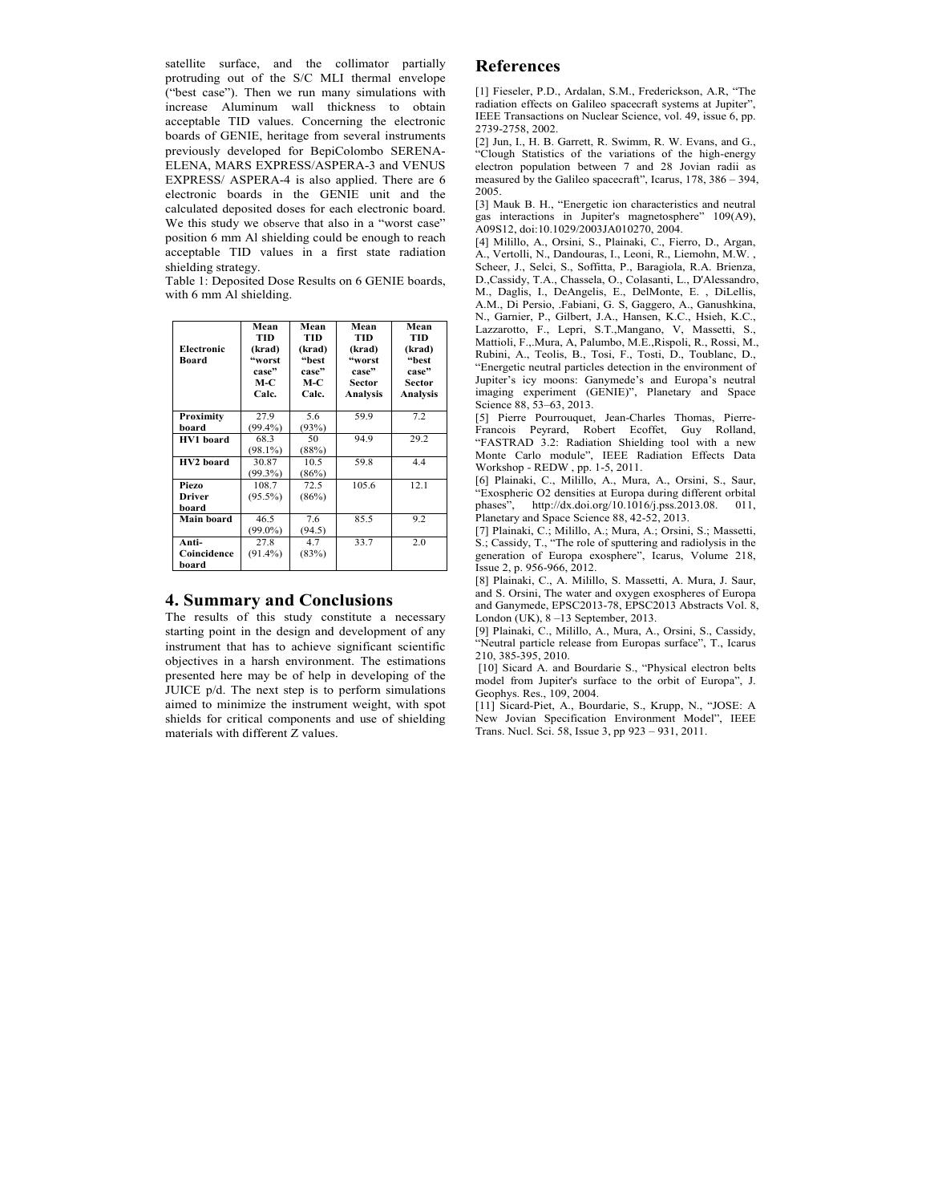satellite surface, and the collimator partially protruding out of the S/C MLI thermal envelope ("best case"). Then we run many simulations with increase Aluminum wall thickness to obtain acceptable TID values. Concerning the electronic boards of GENIE, heritage from several instruments previously developed for BepiColombo SERENA-ELENA, MARS EXPRESS/ASPERA-3 and VENUS EXPRESS/ ASPERA-4 is also applied. There are 6 electronic boards in the GENIE unit and the calculated deposited doses for each electronic board. We this study we observe that also in a "worst case" position 6 mm Al shielding could be enough to reach acceptable TID values in a first state radiation shielding strategy.

Table 1: Deposited Dose Results on 6 GENIE boards, with 6 mm Al shielding.

| Electronic Board | Mean TID (krad) "worst case" M-C Calc. | Mean TID (krad) "best case" M-C Calc. | Mean TID (krad) "worst case" Sector Analysis | Mean TID (krad) "best case" Sector Analysis |
|---|---|---|---|---|
| Proximity board | 27.9 (99.4%) | 5.6 (93%) | 59.9 | 7.2 |
| HV1 board | 68.3 (98.1%) | 50 (88%) | 94.9 | 29.2 |
| HV2 board | 30.87 (99.3%) | 10.5 (86%) | 59.8 | 4.4 |
| Piezo Driver board | 108.7 (95.5%) | 72.5 (86%) | 105.6 | 12.1 |
| Main board | 46.5 (99.0%) | 7.6 (94.5) | 85.5 | 9.2 |
| Anti-Coincidence board | 27.8 (91.4%) | 4.7 (83%) | 33.7 | 2.0 |

## 4. Summary and Conclusions

The results of this study constitute a necessary starting point in the design and development of any instrument that has to achieve significant scientific objectives in a harsh environment. The estimations presented here may be of help in developing of the JUICE p/d. The next step is to perform simulations aimed to minimize the instrument weight, with spot shields for critical components and use of shielding materials with different Z values.

## References

[1] Fieseler, P.D., Ardalan, S.M., Frederickson, A.R, "The radiation effects on Galileo spacecraft systems at Jupiter", IEEE Transactions on Nuclear Science, vol. 49, issue 6, pp. 2739-2758, 2002.

[2] Jun, I., H. B. Garrett, R. Swimm, R. W. Evans, and G., "Clough Statistics of the variations of the high-energy electron population between 7 and 28 Jovian radii as measured by the Galileo spacecraft", Icarus, 178, 386 – 394, 2005.

[3] Mauk B. H., "Energetic ion characteristics and neutral gas interactions in Jupiter's magnetosphere" 109(A9), A09S12, doi:10.1029/2003JA010270, 2004.

[4] Milillo, A., Orsini, S., Plainaki, C., Fierro, D., Argan, A., Vertolli, N., Dandouras, I., Leoni, R., Liemohn, M.W. , Scheer, J., Selci, S., Soffitta, P., Baragiola, R.A. Brienza, D.,Cassidy, T.A., Chassela, O., Colasanti, L., D'Alessandro, M., Daglis, I., DeAngelis, E., DelMonte, E. , DiLellis, A.M., Di Persio, .Fabiani, G. S, Gaggero, A., Ganushkina, N., Garnier, P., Gilbert, J.A., Hansen, K.C., Hsieh, K.C., Lazzarotto, F., Lepri, S.T.,Mangano, V, Massetti, S., Mattioli, F.,.Mura, A, Palumbo, M.E.,Rispoli, R., Rossi, M., Rubini, A., Teolis, B., Tosi, F., Tosti, D., Toublanc, D., "Energetic neutral particles detection in the environment of Jupiter's icy moons: Ganymede's and Europa's neutral imaging experiment (GENIE)", Planetary and Space Science 88, 53–63, 2013.

[5] Pierre Pourrouquet, Jean-Charles Thomas, Pierre-Francois Peyrard, Robert Ecoffet, Guy Rolland, "FASTRAD 3.2: Radiation Shielding tool with a new Monte Carlo module", IEEE Radiation Effects Data Workshop - REDW , pp. 1-5, 2011.

[6] Plainaki, C., Milillo, A., Mura, A., Orsini, S., Saur, "Exospheric O2 densities at Europa during different orbital phases", http://dx.doi.org/10.1016/j.pss.2013.08. 011, Planetary and Space Science 88, 42-52, 2013.

[7] Plainaki, C.; Milillo, A.; Mura, A.; Orsini, S.; Massetti, S.; Cassidy, T., "The role of sputtering and radiolysis in the generation of Europa exosphere", Icarus, Volume 218, Issue 2, p. 956-966, 2012.

[8] Plainaki, C., A. Milillo, S. Massetti, A. Mura, J. Saur, and S. Orsini, The water and oxygen exospheres of Europa and Ganymede, EPSC2013-78, EPSC2013 Abstracts Vol. 8, London (UK), 8 –13 September, 2013.

[9] Plainaki, C., Milillo, A., Mura, A., Orsini, S., Cassidy, "Neutral particle release from Europas surface", T., Icarus 210, 385-395, 2010.

[10] Sicard A. and Bourdarie S., "Physical electron belts model from Jupiter's surface to the orbit of Europa", J. Geophys. Res., 109, 2004.

[11] Sicard-Piet, A., Bourdarie, S., Krupp, N., "JOSE: A New Jovian Specification Environment Model", IEEE Trans. Nucl. Sci. 58, Issue 3, pp 923 – 931, 2011.